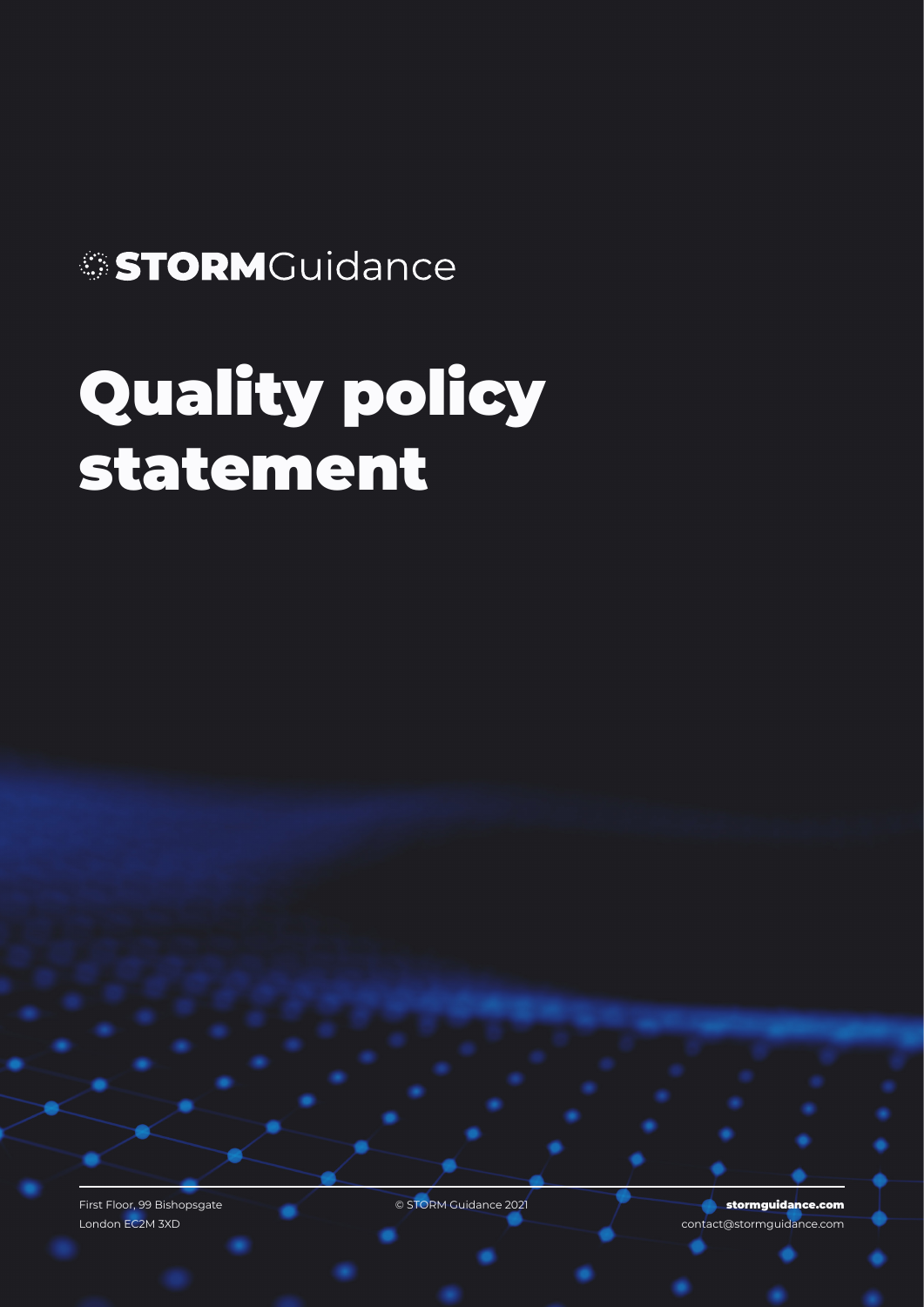STORMGuidance

# Quality policy statement

First Floor, 99 Bishopsgate
London EC2M 3XD

© STORM Guidance 2021

**stormguidance.com**
contact@stormguidance.com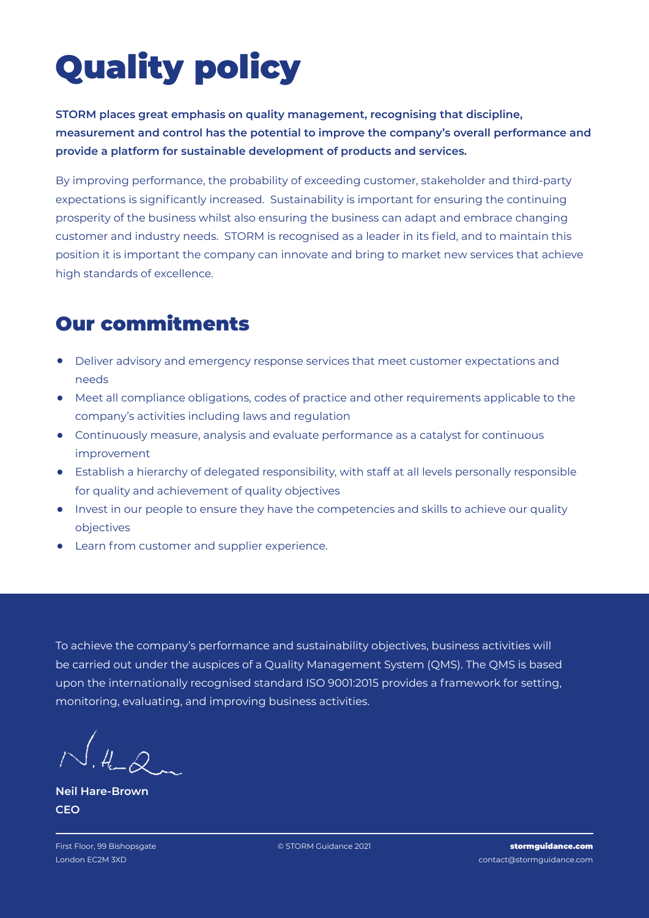# Quality policy

**STORM places great emphasis on quality management, recognising that discipline, measurement and control has the potential to improve the company's overall performance and provide a platform for sustainable development of products and services.**

By improving performance, the probability of exceeding customer, stakeholder and third-party expectations is significantly increased. Sustainability is important for ensuring the continuing prosperity of the business whilst also ensuring the business can adapt and embrace changing customer and industry needs. STORM is recognised as a leader in its field, and to maintain this position it is important the company can innovate and bring to market new services that achieve high standards of excellence.

## Our commitments

- Deliver advisory and emergency response services that meet customer expectations and needs
- Meet all compliance obligations, codes of practice and other requirements applicable to the company's activities including laws and regulation
- Continuously measure, analysis and evaluate performance as a catalyst for continuous improvement
- Establish a hierarchy of delegated responsibility, with staff at all levels personally responsible for quality and achievement of quality objectives
- Invest in our people to ensure they have the competencies and skills to achieve our quality objectives
- Learn from customer and supplier experience.

To achieve the company's performance and sustainability objectives, business activities will be carried out under the auspices of a Quality Management System (QMS). The QMS is based upon the internationally recognised standard ISO 9001:2015 provides a framework for setting, monitoring, evaluating, and improving business activities.

**Neil Hare-Brown**
**CEO**

First Floor, 99 Bishopsgate
London EC2M 3XD

© STORM Guidance 2021

**stormguidance.com**
contact@stormguidance.com